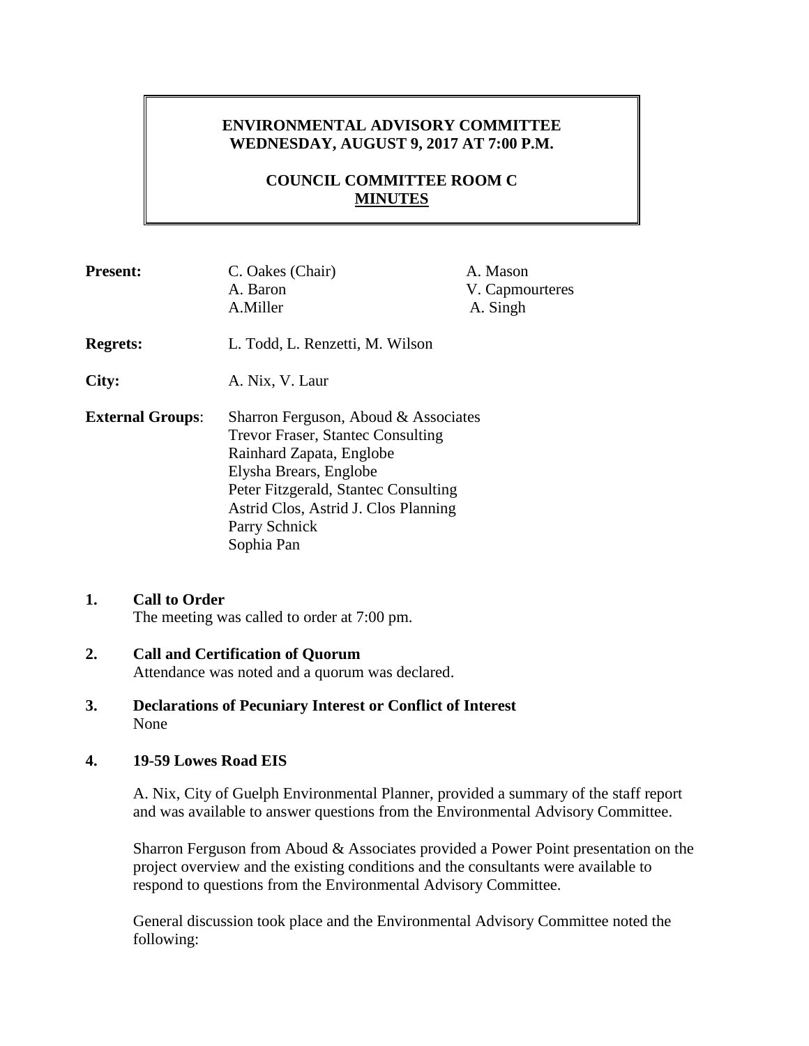# ENVIRONMENTAL ADVISORY COMMITTEE
## WEDNESDAY, AUGUST 9, 2017 AT 7:00 P.M.

## COUNCIL COMMITTEE ROOM C
## MINUTES

**Present:** C. Oakes (Chair), A. Baron, A.Miller, A. Mason, V. Capmourteres, A. Singh

**Regrets:** L. Todd, L. Renzetti, M. Wilson

**City:** A. Nix, V. Laur

**External Groups**: Sharron Ferguson, Aboud & Associates
Trevor Fraser, Stantec Consulting
Rainhard Zapata, Englobe
Elysha Brears, Englobe
Peter Fitzgerald, Stantec Consulting
Astrid Clos, Astrid J. Clos Planning
Parry Schnick
Sophia Pan

**1. Call to Order**

The meeting was called to order at 7:00 pm.

**2. Call and Certification of Quorum**

Attendance was noted and a quorum was declared.

**3. Declarations of Pecuniary Interest or Conflict of Interest**

None

**4. 19-59 Lowes Road EIS**

A. Nix, City of Guelph Environmental Planner, provided a summary of the staff report and was available to answer questions from the Environmental Advisory Committee.

Sharron Ferguson from Aboud & Associates provided a Power Point presentation on the project overview and the existing conditions and the consultants were available to respond to questions from the Environmental Advisory Committee.

General discussion took place and the Environmental Advisory Committee noted the following: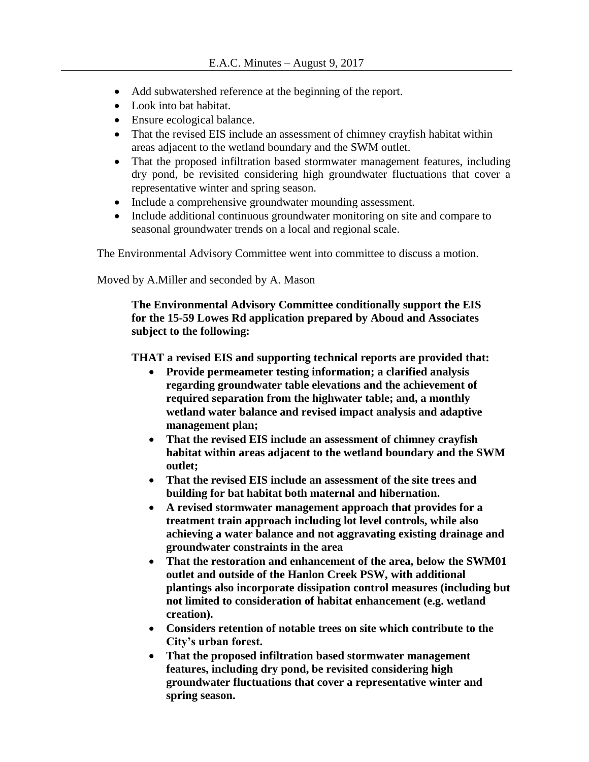- Add subwatershed reference at the beginning of the report.
- Look into bat habitat.
- Ensure ecological balance.
- That the revised EIS include an assessment of chimney crayfish habitat within areas adjacent to the wetland boundary and the SWM outlet.
- That the proposed infiltration based stormwater management features, including dry pond, be revisited considering high groundwater fluctuations that cover a representative winter and spring season.
- Include a comprehensive groundwater mounding assessment.
- Include additional continuous groundwater monitoring on site and compare to seasonal groundwater trends on a local and regional scale.

The Environmental Advisory Committee went into committee to discuss a motion.

Moved by A.Miller and seconded by A. Mason

> **The Environmental Advisory Committee conditionally support the EIS for the 15-59 Lowes Rd application prepared by Aboud and Associates subject to the following:**
>
> **THAT a revised EIS and supporting technical reports are provided that:**
>
> - **Provide permeameter testing information; a clarified analysis regarding groundwater table elevations and the achievement of required separation from the highwater table; and, a monthly wetland water balance and revised impact analysis and adaptive management plan;**
> - **That the revised EIS include an assessment of chimney crayfish habitat within areas adjacent to the wetland boundary and the SWM outlet;**
> - **That the revised EIS include an assessment of the site trees and building for bat habitat both maternal and hibernation.**
> - **A revised stormwater management approach that provides for a treatment train approach including lot level controls, while also achieving a water balance and not aggravating existing drainage and groundwater constraints in the area**
> - **That the restoration and enhancement of the area, below the SWM01 outlet and outside of the Hanlon Creek PSW, with additional plantings also incorporate dissipation control measures (including but not limited to consideration of habitat enhancement (e.g. wetland creation).**
> - **Considers retention of notable trees on site which contribute to the City's urban forest.**
> - **That the proposed infiltration based stormwater management features, including dry pond, be revisited considering high groundwater fluctuations that cover a representative winter and spring season.**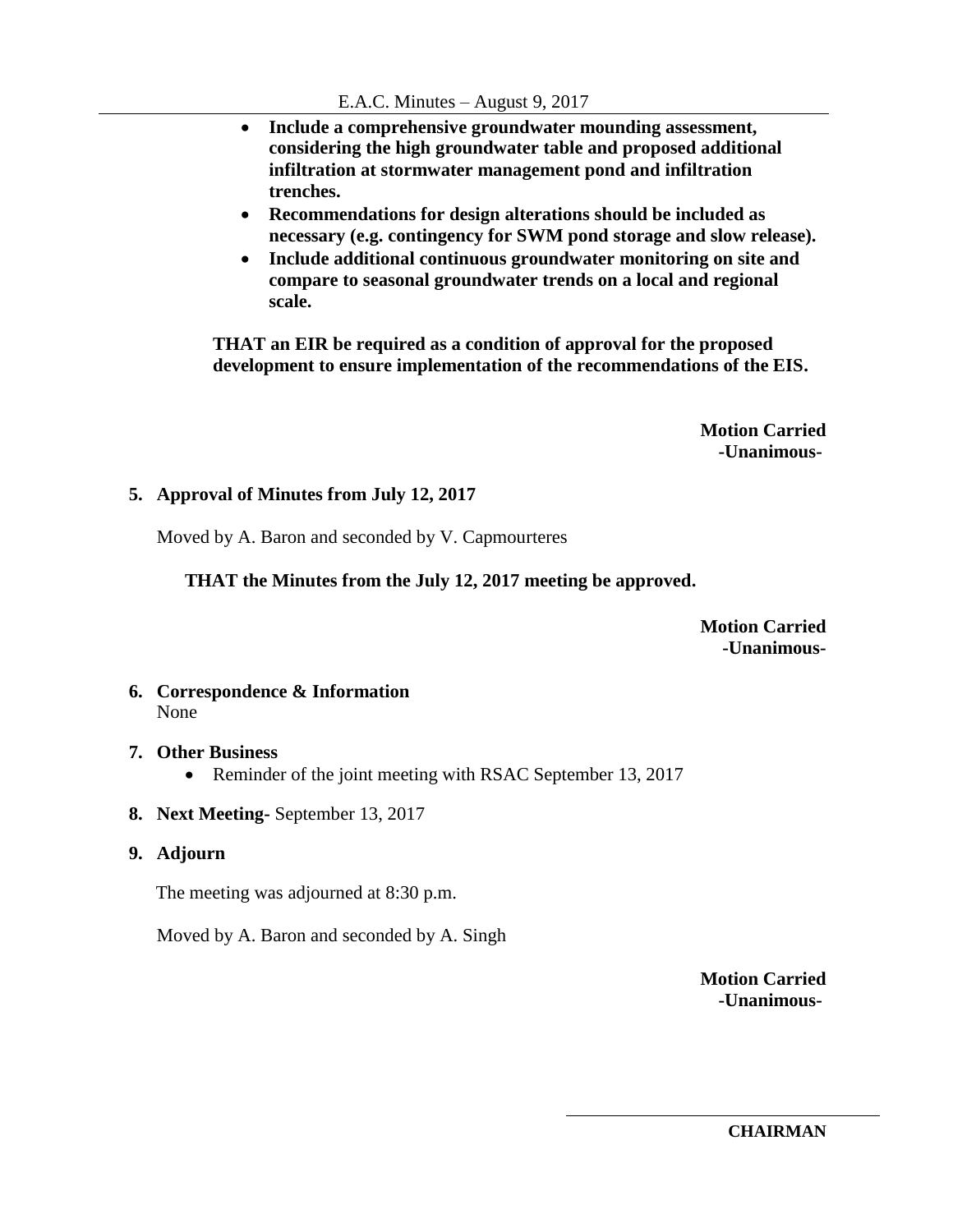- **Include a comprehensive groundwater mounding assessment, considering the high groundwater table and proposed additional infiltration at stormwater management pond and infiltration trenches.**
- **Recommendations for design alterations should be included as necessary (e.g. contingency for SWM pond storage and slow release).**
- **Include additional continuous groundwater monitoring on site and compare to seasonal groundwater trends on a local and regional scale.**

**THAT an EIR be required as a condition of approval for the proposed development to ensure implementation of the recommendations of the EIS.**

**Motion Carried**
**-Unanimous-**

## 5. Approval of Minutes from July 12, 2017

Moved by A. Baron and seconded by V. Capmourteres

**THAT the Minutes from the July 12, 2017 meeting be approved.**

**Motion Carried**
**-Unanimous-**

## 6. Correspondence & Information

None

## 7. Other Business

- Reminder of the joint meeting with RSAC September 13, 2017

## 8. Next Meeting- September 13, 2017

## 9. Adjourn

The meeting was adjourned at 8:30 p.m.

Moved by A. Baron and seconded by A. Singh

**Motion Carried**
**-Unanimous-**

**CHAIRMAN**